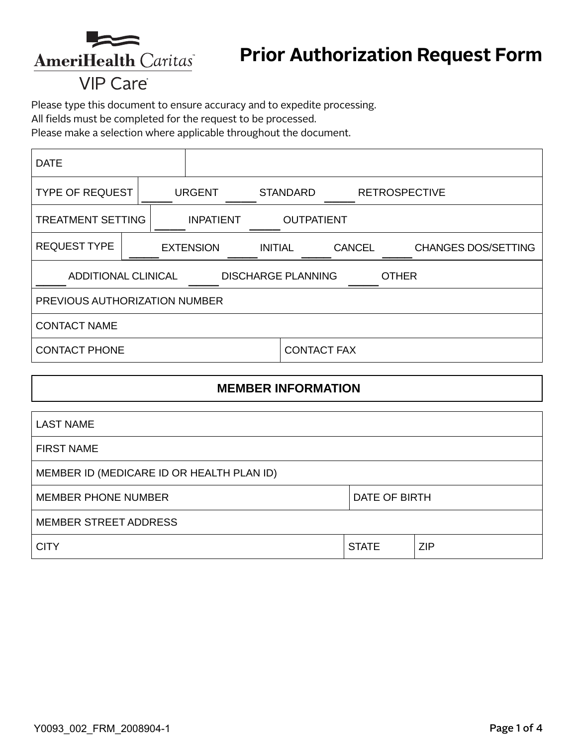AmeriHealth Caritas VIP Care

# Prior Authorization Request Form

Please type this document to ensure accuracy and to expedite processing.
All fields must be completed for the request to be processed.
Please make a selection where applicable throughout the document.

| DATE | |
|---|---|
| TYPE OF REQUEST | _____ URGENT _____ STANDARD _____ RETROSPECTIVE |
| TREATMENT SETTING | _____ INPATIENT _____ OUTPATIENT |
| REQUEST TYPE | _____ EXTENSION _____ INITIAL _____ CANCEL _____ CHANGES DOS/SETTING |
| _____ ADDITIONAL CLINICAL _____ DISCHARGE PLANNING _____ OTHER | |
| PREVIOUS AUTHORIZATION NUMBER | |
| CONTACT NAME | |
| CONTACT PHONE | CONTACT FAX |

## MEMBER INFORMATION

| LAST NAME | | |
|---|---|---|
| FIRST NAME | | |
| MEMBER ID (MEDICARE ID OR HEALTH PLAN ID) | | |
| MEMBER PHONE NUMBER | DATE OF BIRTH | |
| MEMBER STREET ADDRESS | | |
| CITY | STATE | ZIP |

Y0093_002_FRM_2008904-1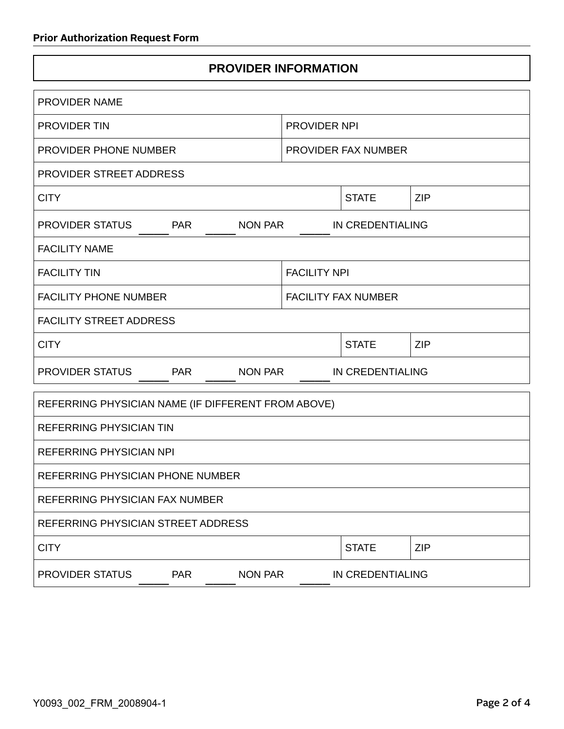## PROVIDER INFORMATION

| PROVIDER NAME | | |
|---|---|---|
| PROVIDER TIN | PROVIDER NPI | |
| PROVIDER PHONE NUMBER | PROVIDER FAX NUMBER | |
| PROVIDER STREET ADDRESS | | |
| CITY | STATE | ZIP |
| PROVIDER STATUS _____ PAR _____ NON PAR _____ IN CREDENTIALING | | |
| FACILITY NAME | | |
| FACILITY TIN | FACILITY NPI | |
| FACILITY PHONE NUMBER | FACILITY FAX NUMBER | |
| FACILITY STREET ADDRESS | | |
| CITY | STATE | ZIP |
| PROVIDER STATUS _____ PAR _____ NON PAR _____ IN CREDENTIALING | | |

| REFERRING PHYSICIAN NAME (IF DIFFERENT FROM ABOVE) | | |
|---|---|---|
| REFERRING PHYSICIAN TIN | | |
| REFERRING PHYSICIAN NPI | | |
| REFERRING PHYSICIAN PHONE NUMBER | | |
| REFERRING PHYSICIAN FAX NUMBER | | |
| REFERRING PHYSICIAN STREET ADDRESS | | |
| CITY | STATE | ZIP |
| PROVIDER STATUS _____ PAR _____ NON PAR _____ IN CREDENTIALING | | |

Y0093_002_FRM_2008904-1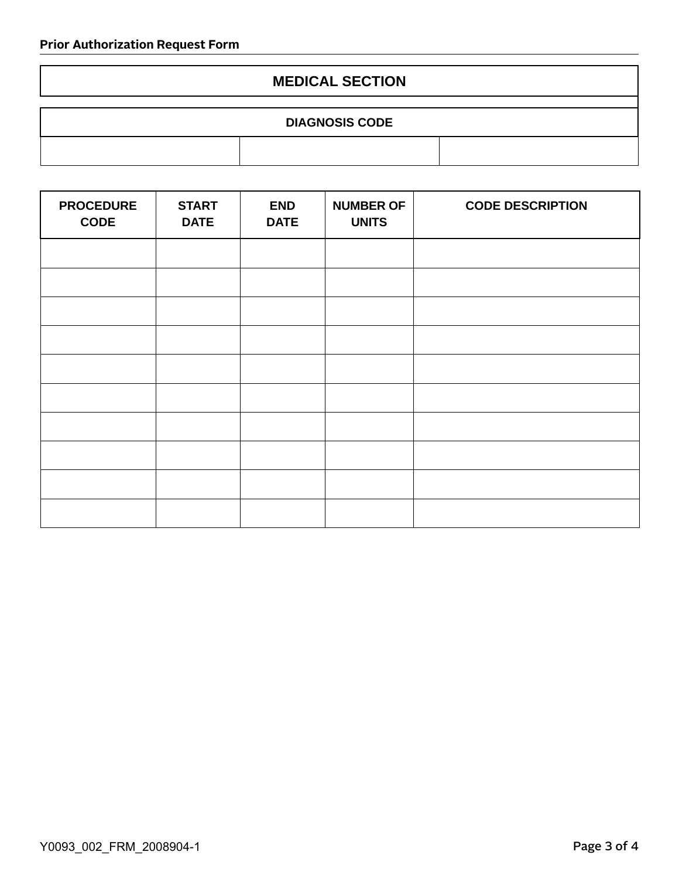## MEDICAL SECTION

| DIAGNOSIS CODE | | |
| --- | --- | --- |
| | | |

| PROCEDURE CODE | START DATE | END DATE | NUMBER OF UNITS | CODE DESCRIPTION |
| --- | --- | --- | --- | --- |
| | | | | |
| | | | | |
| | | | | |
| | | | | |
| | | | | |
| | | | | |
| | | | | |
| | | | | |
| | | | | |
| | | | | |

Y0093_002_FRM_2008904-1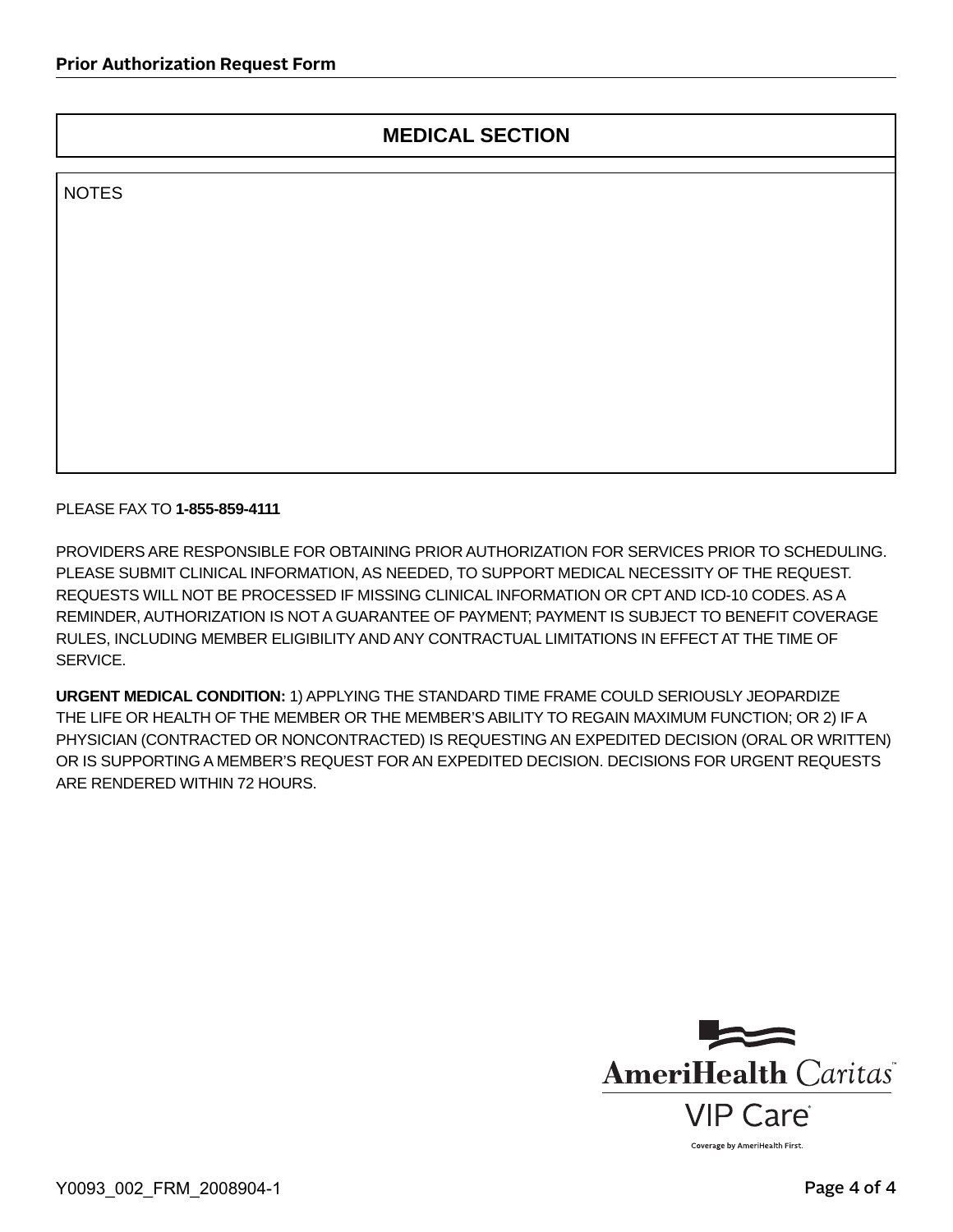## MEDICAL SECTION

NOTES

PLEASE FAX TO **1-855-859-4111**

PROVIDERS ARE RESPONSIBLE FOR OBTAINING PRIOR AUTHORIZATION FOR SERVICES PRIOR TO SCHEDULING. PLEASE SUBMIT CLINICAL INFORMATION, AS NEEDED, TO SUPPORT MEDICAL NECESSITY OF THE REQUEST. REQUESTS WILL NOT BE PROCESSED IF MISSING CLINICAL INFORMATION OR CPT AND ICD-10 CODES. AS A REMINDER, AUTHORIZATION IS NOT A GUARANTEE OF PAYMENT; PAYMENT IS SUBJECT TO BENEFIT COVERAGE RULES, INCLUDING MEMBER ELIGIBILITY AND ANY CONTRACTUAL LIMITATIONS IN EFFECT AT THE TIME OF SERVICE.

**URGENT MEDICAL CONDITION:** 1) APPLYING THE STANDARD TIME FRAME COULD SERIOUSLY JEOPARDIZE THE LIFE OR HEALTH OF THE MEMBER OR THE MEMBER'S ABILITY TO REGAIN MAXIMUM FUNCTION; OR 2) IF A PHYSICIAN (CONTRACTED OR NONCONTRACTED) IS REQUESTING AN EXPEDITED DECISION (ORAL OR WRITTEN) OR IS SUPPORTING A MEMBER'S REQUEST FOR AN EXPEDITED DECISION. DECISIONS FOR URGENT REQUESTS ARE RENDERED WITHIN 72 HOURS.

AmeriHealth Caritas™
VIP Care®
Coverage by AmeriHealth First.

Y0093_002_FRM_2008904-1